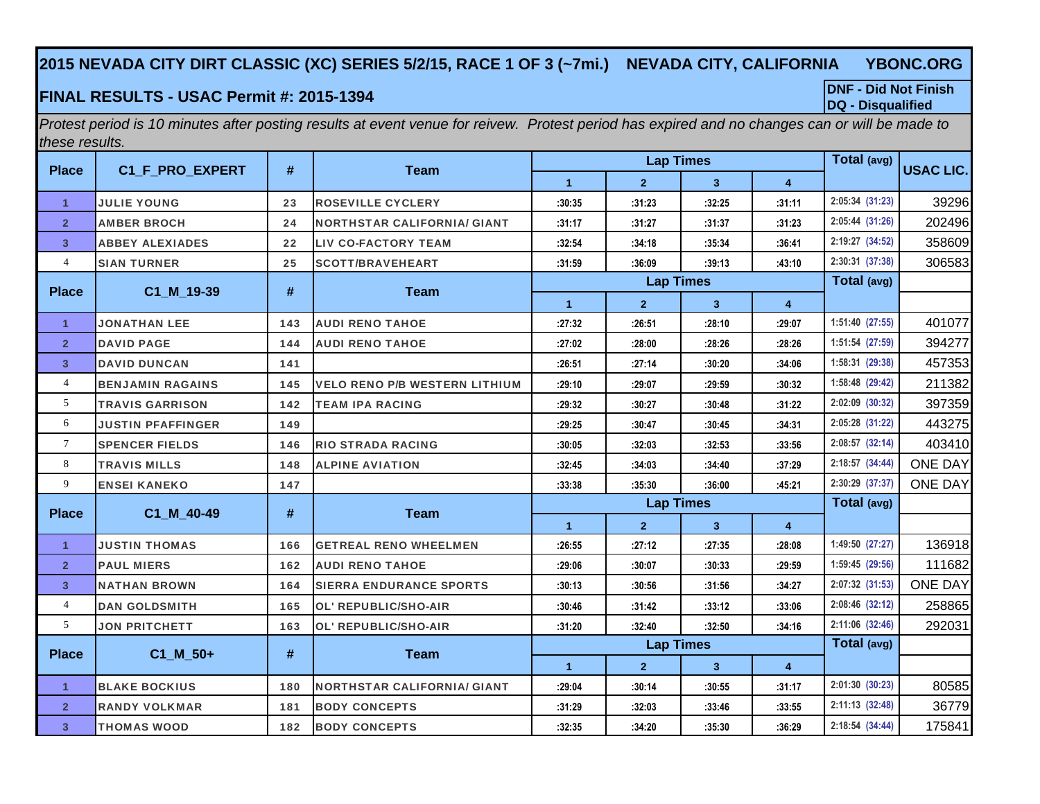# 2015 NEVADA CITY DIRT CLASSIC (XC) SERIES 5/2/15, RACE 1 OF 3 (~7mi.) NEVADA CITY, CALIFORNIA YBONC.ORG

## FINAL RESULTS - USAC Permit #: 2015-1394

**DNF - Did Not Finish**
**DQ - Disqualified**

*Protest period is 10 minutes after posting results at event venue for reivew. Protest period has expired and no changes can or will be made to these results.*

| Place | C1_F_PRO_EXPERT | # | Team | Lap Times | | | | Total (avg) | USAC LIC. |
|---|---|---|---|---|---|---|---|---|---|
| | | | | 1 | 2 | 3 | 4 | | |
| 1 | JULIE YOUNG | 23 | ROSEVILLE CYCLERY | :30:35 | :31:23 | :32:25 | :31:11 | 2:05:34 (31:23) | 39296 |
| 2 | AMBER BROCH | 24 | NORTHSTAR CALIFORNIA/ GIANT | :31:17 | :31:27 | :31:37 | :31:23 | 2:05:44 (31:26) | 202496 |
| 3 | ABBEY ALEXIADES | 22 | LIV CO-FACTORY TEAM | :32:54 | :34:18 | :35:34 | :36:41 | 2:19:27 (34:52) | 358609 |
| 4 | SIAN TURNER | 25 | SCOTT/BRAVEHEART | :31:59 | :36:09 | :39:13 | :43:10 | 2:30:31 (37:38) | 306583 |

| Place | C1_M_19-39 | # | Team | Lap Times | | | | Total (avg) | |
|---|---|---|---|---|---|---|---|---|---|
| | | | | 1 | 2 | 3 | 4 | | |
| 1 | JONATHAN LEE | 143 | AUDI RENO TAHOE | :27:32 | :26:51 | :28:10 | :29:07 | 1:51:40 (27:55) | 401077 |
| 2 | DAVID PAGE | 144 | AUDI RENO TAHOE | :27:02 | :28:00 | :28:26 | :28:26 | 1:51:54 (27:59) | 394277 |
| 3 | DAVID DUNCAN | 141 | | :26:51 | :27:14 | :30:20 | :34:06 | 1:58:31 (29:38) | 457353 |
| 4 | BENJAMIN RAGAINS | 145 | VELO RENO P/B WESTERN LITHIUM | :29:10 | :29:07 | :29:59 | :30:32 | 1:58:48 (29:42) | 211382 |
| 5 | TRAVIS GARRISON | 142 | TEAM IPA RACING | :29:32 | :30:27 | :30:48 | :31:22 | 2:02:09 (30:32) | 397359 |
| 6 | JUSTIN PFAFFINGER | 149 | | :29:25 | :30:47 | :30:45 | :34:31 | 2:05:28 (31:22) | 443275 |
| 7 | SPENCER FIELDS | 146 | RIO STRADA RACING | :30:05 | :32:03 | :32:53 | :33:56 | 2:08:57 (32:14) | 403410 |
| 8 | TRAVIS MILLS | 148 | ALPINE AVIATION | :32:45 | :34:03 | :34:40 | :37:29 | 2:18:57 (34:44) | ONE DAY |
| 9 | ENSEI KANEKO | 147 | | :33:38 | :35:30 | :36:00 | :45:21 | 2:30:29 (37:37) | ONE DAY |

| Place | C1_M_40-49 | # | Team | Lap Times | | | | Total (avg) | |
|---|---|---|---|---|---|---|---|---|---|
| | | | | 1 | 2 | 3 | 4 | | |
| 1 | JUSTIN THOMAS | 166 | GETREAL RENO WHEELMEN | :26:55 | :27:12 | :27:35 | :28:08 | 1:49:50 (27:27) | 136918 |
| 2 | PAUL MIERS | 162 | AUDI RENO TAHOE | :29:06 | :30:07 | :30:33 | :29:59 | 1:59:45 (29:56) | 111682 |
| 3 | NATHAN BROWN | 164 | SIERRA ENDURANCE SPORTS | :30:13 | :30:56 | :31:56 | :34:27 | 2:07:32 (31:53) | ONE DAY |
| 4 | DAN GOLDSMITH | 165 | OL' REPUBLIC/SHO-AIR | :30:46 | :31:42 | :33:12 | :33:06 | 2:08:46 (32:12) | 258865 |
| 5 | JON PRITCHETT | 163 | OL' REPUBLIC/SHO-AIR | :31:20 | :32:40 | :32:50 | :34:16 | 2:11:06 (32:46) | 292031 |

| Place | C1_M_50+ | # | Team | Lap Times | | | | Total (avg) | |
|---|---|---|---|---|---|---|---|---|---|
| | | | | 1 | 2 | 3 | 4 | | |
| 1 | BLAKE BOCKIUS | 180 | NORTHSTAR CALIFORNIA/ GIANT | :29:04 | :30:14 | :30:55 | :31:17 | 2:01:30 (30:23) | 80585 |
| 2 | RANDY VOLKMAR | 181 | BODY CONCEPTS | :31:29 | :32:03 | :33:46 | :33:55 | 2:11:13 (32:48) | 36779 |
| 3 | THOMAS WOOD | 182 | BODY CONCEPTS | :32:35 | :34:20 | :35:30 | :36:29 | 2:18:54 (34:44) | 175841 |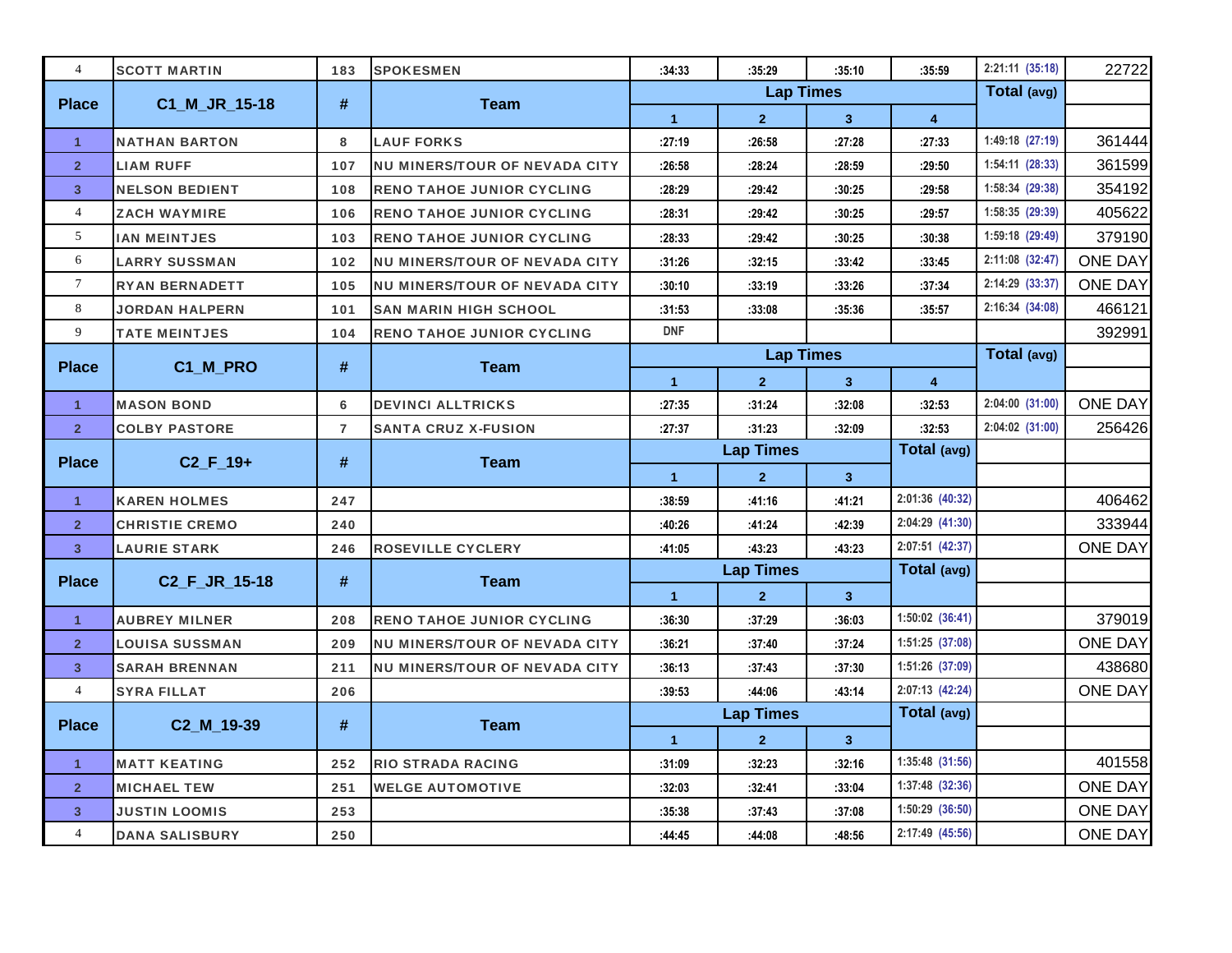| 4 | SCOTT MARTIN | 183 | SPOKESMEN | :34:33 | :35:29 | :35:10 | :35:59 | 2:21:11 (35:18) | 22722 |
|---|---|---|---|---|---|---|---|---|---|

| Place | C1_M_JR_15-18 | # | Team | Lap Times | | | | Total (avg) | |
|---|---|---|---|---|---|---|---|---|---|
| | | | | 1 | 2 | 3 | 4 | | |
| 1 | NATHAN BARTON | 8 | LAUF FORKS | :27:19 | :26:58 | :27:28 | :27:33 | 1:49:18 (27:19) | 361444 |
| 2 | LIAM RUFF | 107 | NU MINERS/TOUR OF NEVADA CITY | :26:58 | :28:24 | :28:59 | :29:50 | 1:54:11 (28:33) | 361599 |
| 3 | NELSON BEDIENT | 108 | RENO TAHOE JUNIOR CYCLING | :28:29 | :29:42 | :30:25 | :29:58 | 1:58:34 (29:38) | 354192 |
| 4 | ZACH WAYMIRE | 106 | RENO TAHOE JUNIOR CYCLING | :28:31 | :29:42 | :30:25 | :29:57 | 1:58:35 (29:39) | 405622 |
| 5 | IAN MEINTJES | 103 | RENO TAHOE JUNIOR CYCLING | :28:33 | :29:42 | :30:25 | :30:38 | 1:59:18 (29:49) | 379190 |
| 6 | LARRY SUSSMAN | 102 | NU MINERS/TOUR OF NEVADA CITY | :31:26 | :32:15 | :33:42 | :33:45 | 2:11:08 (32:47) | ONE DAY |
| 7 | RYAN BERNADETT | 105 | NU MINERS/TOUR OF NEVADA CITY | :30:10 | :33:19 | :33:26 | :37:34 | 2:14:29 (33:37) | ONE DAY |
| 8 | JORDAN HALPERN | 101 | SAN MARIN HIGH SCHOOL | :31:53 | :33:08 | :35:36 | :35:57 | 2:16:34 (34:08) | 466121 |
| 9 | TATE MEINTJES | 104 | RENO TAHOE JUNIOR CYCLING | DNF | | | | | 392991 |

| Place | C1_M_PRO | # | Team | Lap Times | | | | Total (avg) | |
|---|---|---|---|---|---|---|---|---|---|
| | | | | 1 | 2 | 3 | 4 | | |
| 1 | MASON BOND | 6 | DEVINCI ALLTRICKS | :27:35 | :31:24 | :32:08 | :32:53 | 2:04:00 (31:00) | ONE DAY |
| 2 | COLBY PASTORE | 7 | SANTA CRUZ X-FUSION | :27:37 | :31:23 | :32:09 | :32:53 | 2:04:02 (31:00) | 256426 |

| Place | C2_F_19+ | # | Team | Lap Times | | | Total (avg) | | |
|---|---|---|---|---|---|---|---|---|---|
| | | | | 1 | 2 | 3 | | | |
| 1 | KAREN HOLMES | 247 | | :38:59 | :41:16 | :41:21 | 2:01:36 (40:32) | | 406462 |
| 2 | CHRISTIE CREMO | 240 | | :40:26 | :41:24 | :42:39 | 2:04:29 (41:30) | | 333944 |
| 3 | LAURIE STARK | 246 | ROSEVILLE CYCLERY | :41:05 | :43:23 | :43:23 | 2:07:51 (42:37) | | ONE DAY |

| Place | C2_F_JR_15-18 | # | Team | Lap Times | | | Total (avg) | | |
|---|---|---|---|---|---|---|---|---|---|
| | | | | 1 | 2 | 3 | | | |
| 1 | AUBREY MILNER | 208 | RENO TAHOE JUNIOR CYCLING | :36:30 | :37:29 | :36:03 | 1:50:02 (36:41) | | 379019 |
| 2 | LOUISA SUSSMAN | 209 | NU MINERS/TOUR OF NEVADA CITY | :36:21 | :37:40 | :37:24 | 1:51:25 (37:08) | | ONE DAY |
| 3 | SARAH BRENNAN | 211 | NU MINERS/TOUR OF NEVADA CITY | :36:13 | :37:43 | :37:30 | 1:51:26 (37:09) | | 438680 |
| 4 | SYRA FILLAT | 206 | | :39:53 | :44:06 | :43:14 | 2:07:13 (42:24) | | ONE DAY |

| Place | C2_M_19-39 | # | Team | Lap Times | | | Total (avg) | | |
|---|---|---|---|---|---|---|---|---|---|
| | | | | 1 | 2 | 3 | | | |
| 1 | MATT KEATING | 252 | RIO STRADA RACING | :31:09 | :32:23 | :32:16 | 1:35:48 (31:56) | | 401558 |
| 2 | MICHAEL TEW | 251 | WELGE AUTOMOTIVE | :32:03 | :32:41 | :33:04 | 1:37:48 (32:36) | | ONE DAY |
| 3 | JUSTIN LOOMIS | 253 | | :35:38 | :37:43 | :37:08 | 1:50:29 (36:50) | | ONE DAY |
| 4 | DANA SALISBURY | 250 | | :44:45 | :44:08 | :48:56 | 2:17:49 (45:56) | | ONE DAY |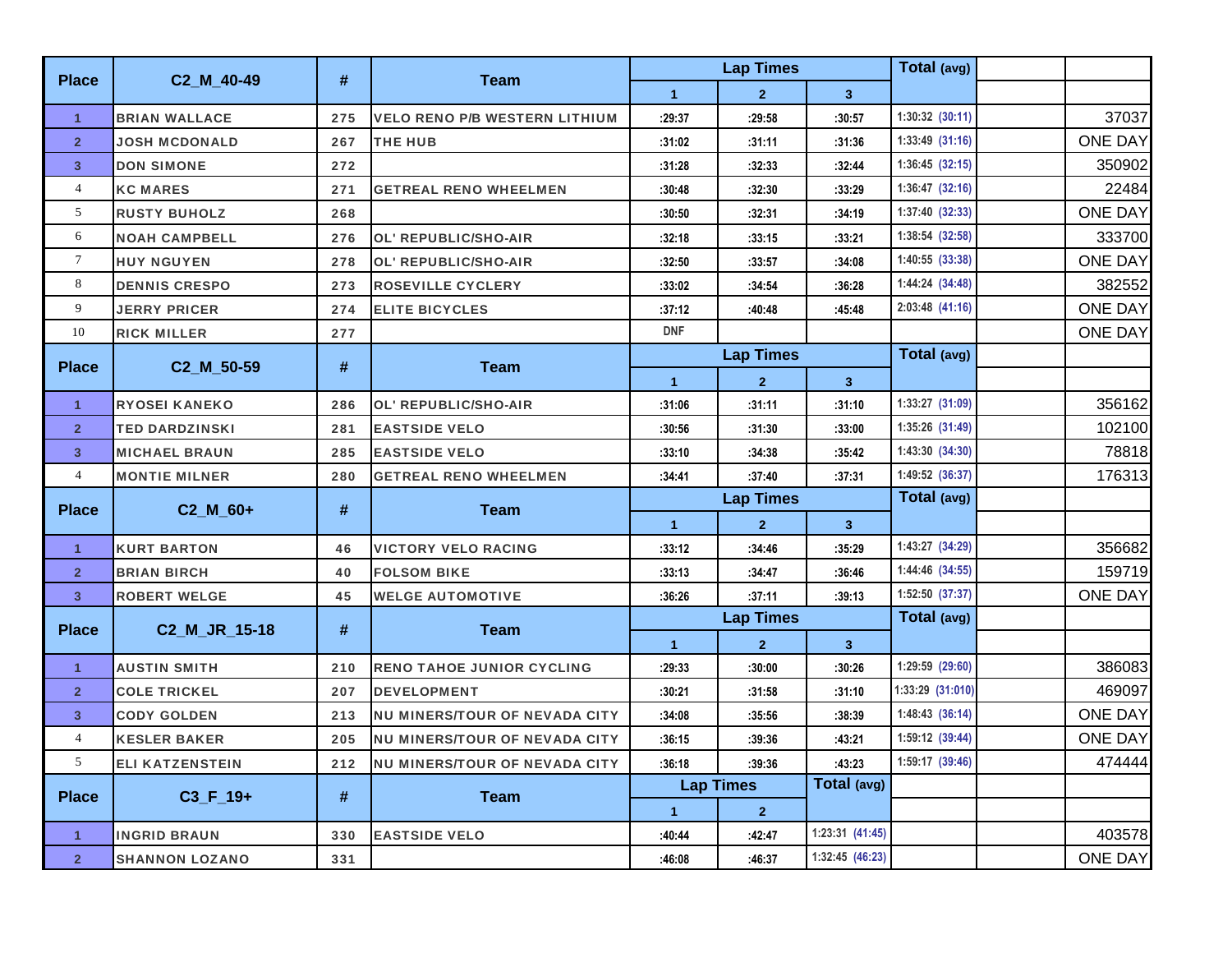| Place | C2_M_40-49 | # | Team | Lap Times | | | Total (avg) | | |
|---|---|---|---|---|---|---|---|---|---|
| | | | | 1 | 2 | 3 | | | |
| 1 | BRIAN WALLACE | 275 | VELO RENO P/B WESTERN LITHIUM | :29:37 | :29:58 | :30:57 | 1:30:32 (30:11) | | 37037 |
| 2 | JOSH MCDONALD | 267 | THE HUB | :31:02 | :31:11 | :31:36 | 1:33:49 (31:16) | | ONE DAY |
| 3 | DON SIMONE | 272 | | :31:28 | :32:33 | :32:44 | 1:36:45 (32:15) | | 350902 |
| 4 | KC MARES | 271 | GETREAL RENO WHEELMEN | :30:48 | :32:30 | :33:29 | 1:36:47 (32:16) | | 22484 |
| 5 | RUSTY BUHOLZ | 268 | | :30:50 | :32:31 | :34:19 | 1:37:40 (32:33) | | ONE DAY |
| 6 | NOAH CAMPBELL | 276 | OL' REPUBLIC/SHO-AIR | :32:18 | :33:15 | :33:21 | 1:38:54 (32:58) | | 333700 |
| 7 | HUY NGUYEN | 278 | OL' REPUBLIC/SHO-AIR | :32:50 | :33:57 | :34:08 | 1:40:55 (33:38) | | ONE DAY |
| 8 | DENNIS CRESPO | 273 | ROSEVILLE CYCLERY | :33:02 | :34:54 | :36:28 | 1:44:24 (34:48) | | 382552 |
| 9 | JERRY PRICER | 274 | ELITE BICYCLES | :37:12 | :40:48 | :45:48 | 2:03:48 (41:16) | | ONE DAY |
| 10 | RICK MILLER | 277 | | DNF | | | | | ONE DAY |
| **Place** | **C2_M_50-59** | **#** | **Team** | **Lap Times** | | | **Total (avg)** | | |
| | | | | 1 | 2 | 3 | | | |
| 1 | RYOSEI KANEKO | 286 | OL' REPUBLIC/SHO-AIR | :31:06 | :31:11 | :31:10 | 1:33:27 (31:09) | | 356162 |
| 2 | TED DARDZINSKI | 281 | EASTSIDE VELO | :30:56 | :31:30 | :33:00 | 1:35:26 (31:49) | | 102100 |
| 3 | MICHAEL BRAUN | 285 | EASTSIDE VELO | :33:10 | :34:38 | :35:42 | 1:43:30 (34:30) | | 78818 |
| 4 | MONTIE MILNER | 280 | GETREAL RENO WHEELMEN | :34:41 | :37:40 | :37:31 | 1:49:52 (36:37) | | 176313 |
| **Place** | **C2_M_60+** | **#** | **Team** | **Lap Times** | | | **Total (avg)** | | |
| | | | | 1 | 2 | 3 | | | |
| 1 | KURT BARTON | 46 | VICTORY VELO RACING | :33:12 | :34:46 | :35:29 | 1:43:27 (34:29) | | 356682 |
| 2 | BRIAN BIRCH | 40 | FOLSOM BIKE | :33:13 | :34:47 | :36:46 | 1:44:46 (34:55) | | 159719 |
| 3 | ROBERT WELGE | 45 | WELGE AUTOMOTIVE | :36:26 | :37:11 | :39:13 | 1:52:50 (37:37) | | ONE DAY |
| **Place** | **C2_M_JR_15-18** | **#** | **Team** | **Lap Times** | | | **Total (avg)** | | |
| | | | | 1 | 2 | 3 | | | |
| 1 | AUSTIN SMITH | 210 | RENO TAHOE JUNIOR CYCLING | :29:33 | :30:00 | :30:26 | 1:29:59 (29:60) | | 386083 |
| 2 | COLE TRICKEL | 207 | DEVELOPMENT | :30:21 | :31:58 | :31:10 | 1:33:29 (31:010) | | 469097 |
| 3 | CODY GOLDEN | 213 | NU MINERS/TOUR OF NEVADA CITY | :34:08 | :35:56 | :38:39 | 1:48:43 (36:14) | | ONE DAY |
| 4 | KESLER BAKER | 205 | NU MINERS/TOUR OF NEVADA CITY | :36:15 | :39:36 | :43:21 | 1:59:12 (39:44) | | ONE DAY |
| 5 | ELI KATZENSTEIN | 212 | NU MINERS/TOUR OF NEVADA CITY | :36:18 | :39:36 | :43:23 | 1:59:17 (39:46) | | 474444 |
| **Place** | **C3_F_19+** | **#** | **Team** | **Lap Times** | | **Total (avg)** | | | |
| | | | | 1 | 2 | | | | |
| 1 | INGRID BRAUN | 330 | EASTSIDE VELO | :40:44 | :42:47 | 1:23:31 (41:45) | | | 403578 |
| 2 | SHANNON LOZANO | 331 | | :46:08 | :46:37 | 1:32:45 (46:23) | | | ONE DAY |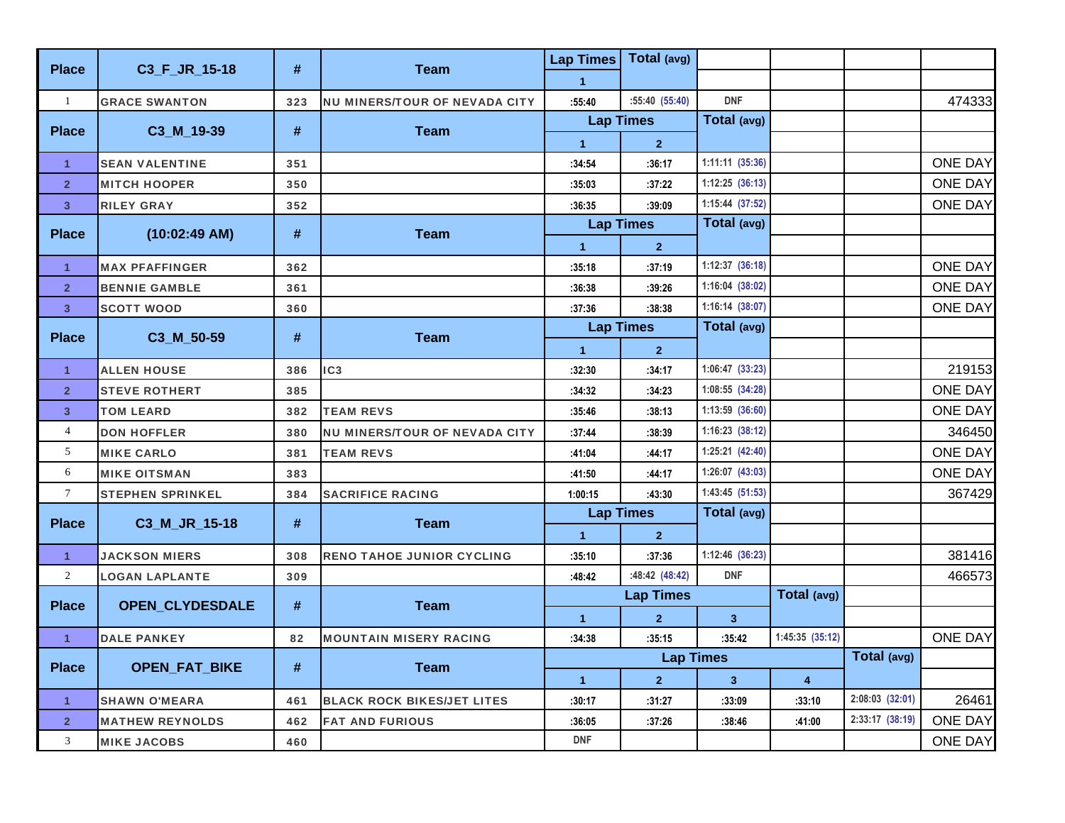| Place | C3_F_JR_15-18 | # | Team | Lap Times | Total (avg) | | | | |
|---|---|---|---|---|---|---|---|---|---|
| | | | | 1 | | | | | |
| 1 | GRACE SWANTON | 323 | NU MINERS/TOUR OF NEVADA CITY | :55:40 | :55:40 (55:40) | DNF | | | 474333 |

| Place | C3_M_19-39 | # | Team | Lap Times | | Total (avg) | | | |
|---|---|---|---|---|---|---|---|---|---|
| | | | | 1 | 2 | | | | |
| 1 | SEAN VALENTINE | 351 | | :34:54 | :36:17 | 1:11:11 (35:36) | | | ONE DAY |
| 2 | MITCH HOOPER | 350 | | :35:03 | :37:22 | 1:12:25 (36:13) | | | ONE DAY |
| 3 | RILEY GRAY | 352 | | :36:35 | :39:09 | 1:15:44 (37:52) | | | ONE DAY |

| Place | (10:02:49 AM) | # | Team | Lap Times | | Total (avg) | | | |
|---|---|---|---|---|---|---|---|---|---|
| | | | | 1 | 2 | | | | |
| 1 | MAX PFAFFINGER | 362 | | :35:18 | :37:19 | 1:12:37 (36:18) | | | ONE DAY |
| 2 | BENNIE GAMBLE | 361 | | :36:38 | :39:26 | 1:16:04 (38:02) | | | ONE DAY |
| 3 | SCOTT WOOD | 360 | | :37:36 | :38:38 | 1:16:14 (38:07) | | | ONE DAY |

| Place | C3_M_50-59 | # | Team | Lap Times | | Total (avg) | | | |
|---|---|---|---|---|---|---|---|---|---|
| | | | | 1 | 2 | | | | |
| 1 | ALLEN HOUSE | 386 | IC3 | :32:30 | :34:17 | 1:06:47 (33:23) | | | 219153 |
| 2 | STEVE ROTHERT | 385 | | :34:32 | :34:23 | 1:08:55 (34:28) | | | ONE DAY |
| 3 | TOM LEARD | 382 | TEAM REVS | :35:46 | :38:13 | 1:13:59 (36:60) | | | ONE DAY |
| 4 | DON HOFFLER | 380 | NU MINERS/TOUR OF NEVADA CITY | :37:44 | :38:39 | 1:16:23 (38:12) | | | 346450 |
| 5 | MIKE CARLO | 381 | TEAM REVS | :41:04 | :44:17 | 1:25:21 (42:40) | | | ONE DAY |
| 6 | MIKE OITSMAN | 383 | | :41:50 | :44:17 | 1:26:07 (43:03) | | | ONE DAY |
| 7 | STEPHEN SPRINKEL | 384 | SACRIFICE RACING | 1:00:15 | :43:30 | 1:43:45 (51:53) | | | 367429 |

| Place | C3_M_JR_15-18 | # | Team | Lap Times | | Total (avg) | | | |
|---|---|---|---|---|---|---|---|---|---|
| | | | | 1 | 2 | | | | |
| 1 | JACKSON MIERS | 308 | RENO TAHOE JUNIOR CYCLING | :35:10 | :37:36 | 1:12:46 (36:23) | | | 381416 |
| 2 | LOGAN LAPLANTE | 309 | | :48:42 | :48:42 (48:42) | DNF | | | 466573 |

| Place | OPEN_CLYDESDALE | # | Team | Lap Times | | | Total (avg) | | |
|---|---|---|---|---|---|---|---|---|---|
| | | | | 1 | 2 | 3 | | | |
| 1 | DALE PANKEY | 82 | MOUNTAIN MISERY RACING | :34:38 | :35:15 | :35:42 | 1:45:35 (35:12) | | ONE DAY |

| Place | OPEN_FAT_BIKE | # | Team | Lap Times | | | | Total (avg) | |
|---|---|---|---|---|---|---|---|---|---|
| | | | | 1 | 2 | 3 | 4 | | |
| 1 | SHAWN O'MEARA | 461 | BLACK ROCK BIKES/JET LITES | :30:17 | :31:27 | :33:09 | :33:10 | 2:08:03 (32:01) | 26461 |
| 2 | MATHEW REYNOLDS | 462 | FAT AND FURIOUS | :36:05 | :37:26 | :38:46 | :41:00 | 2:33:17 (38:19) | ONE DAY |
| 3 | MIKE JACOBS | 460 | | DNF | | | | | ONE DAY |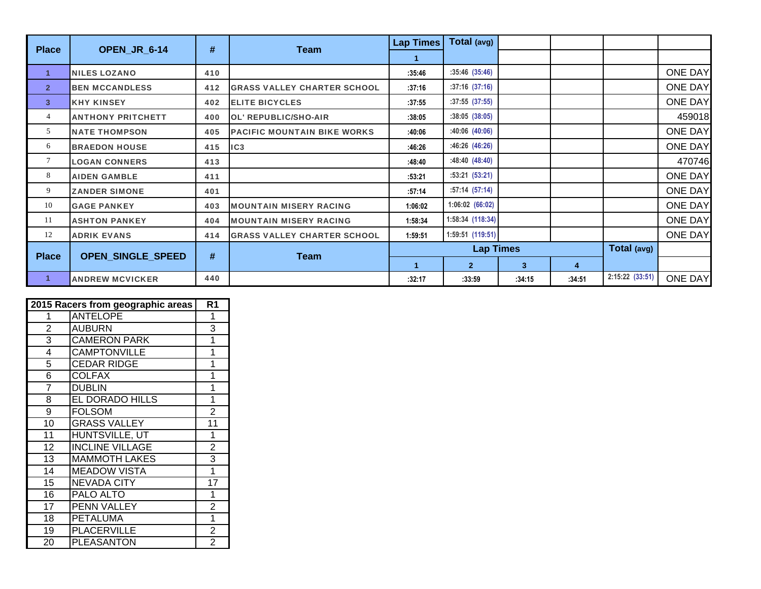| Place | OPEN_JR_6-14 | # | Team | Lap Times | Total (avg) | | | | |
|---|---|---|---|---|---|---|---|---|---|
| | | | | 1 | | | | | |
| 1 | NILES LOZANO | 410 | | :35:46 | :35:46 (35:46) | | | | ONE DAY |
| 2 | BEN MCCANDLESS | 412 | GRASS VALLEY CHARTER SCHOOL | :37:16 | :37:16 (37:16) | | | | ONE DAY |
| 3 | KHY KINSEY | 402 | ELITE BICYCLES | :37:55 | :37:55 (37:55) | | | | ONE DAY |
| 4 | ANTHONY PRITCHETT | 400 | OL' REPUBLIC/SHO-AIR | :38:05 | :38:05 (38:05) | | | | 459018 |
| 5 | NATE THOMPSON | 405 | PACIFIC MOUNTAIN BIKE WORKS | :40:06 | :40:06 (40:06) | | | | ONE DAY |
| 6 | BRAEDON HOUSE | 415 | IC3 | :46:26 | :46:26 (46:26) | | | | ONE DAY |
| 7 | LOGAN CONNERS | 413 | | :48:40 | :48:40 (48:40) | | | | 470746 |
| 8 | AIDEN GAMBLE | 411 | | :53:21 | :53:21 (53:21) | | | | ONE DAY |
| 9 | ZANDER SIMONE | 401 | | :57:14 | :57:14 (57:14) | | | | ONE DAY |
| 10 | GAGE PANKEY | 403 | MOUNTAIN MISERY RACING | 1:06:02 | 1:06:02 (66:02) | | | | ONE DAY |
| 11 | ASHTON PANKEY | 404 | MOUNTAIN MISERY RACING | 1:58:34 | 1:58:34 (118:34) | | | | ONE DAY |
| 12 | ADRIK EVANS | 414 | GRASS VALLEY CHARTER SCHOOL | 1:59:51 | 1:59:51 (119:51) | | | | ONE DAY |

| Place | OPEN_SINGLE_SPEED | # | Team | Lap Times | | | | Total (avg) | |
|---|---|---|---|---|---|---|---|---|---|
| | | | | 1 | 2 | 3 | 4 | | |
| 1 | ANDREW MCVICKER | 440 | | :32:17 | :33:59 | :34:15 | :34:51 | 2:15:22 (33:51) | ONE DAY |

| | 2015 Racers from geographic areas | R1 |
|---|---|---|
| 1 | ANTELOPE | 1 |
| 2 | AUBURN | 3 |
| 3 | CAMERON PARK | 1 |
| 4 | CAMPTONVILLE | 1 |
| 5 | CEDAR RIDGE | 1 |
| 6 | COLFAX | 1 |
| 7 | DUBLIN | 1 |
| 8 | EL DORADO HILLS | 1 |
| 9 | FOLSOM | 2 |
| 10 | GRASS VALLEY | 11 |
| 11 | HUNTSVILLE, UT | 1 |
| 12 | INCLINE VILLAGE | 2 |
| 13 | MAMMOTH LAKES | 3 |
| 14 | MEADOW VISTA | 1 |
| 15 | NEVADA CITY | 17 |
| 16 | PALO ALTO | 1 |
| 17 | PENN VALLEY | 2 |
| 18 | PETALUMA | 1 |
| 19 | PLACERVILLE | 2 |
| 20 | PLEASANTON | 2 |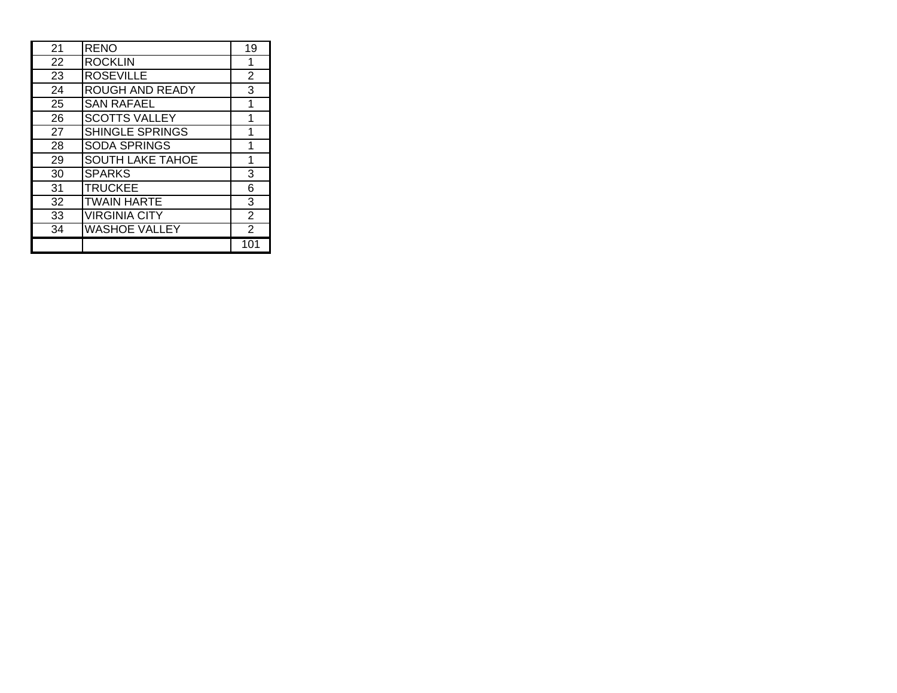| | | |
|---|---|---|
| 21 | RENO | 19 |
| 22 | ROCKLIN | 1 |
| 23 | ROSEVILLE | 2 |
| 24 | ROUGH AND READY | 3 |
| 25 | SAN RAFAEL | 1 |
| 26 | SCOTTS VALLEY | 1 |
| 27 | SHINGLE SPRINGS | 1 |
| 28 | SODA SPRINGS | 1 |
| 29 | SOUTH LAKE TAHOE | 1 |
| 30 | SPARKS | 3 |
| 31 | TRUCKEE | 6 |
| 32 | TWAIN HARTE | 3 |
| 33 | VIRGINIA CITY | 2 |
| 34 | WASHOE VALLEY | 2 |
| | | 101 |